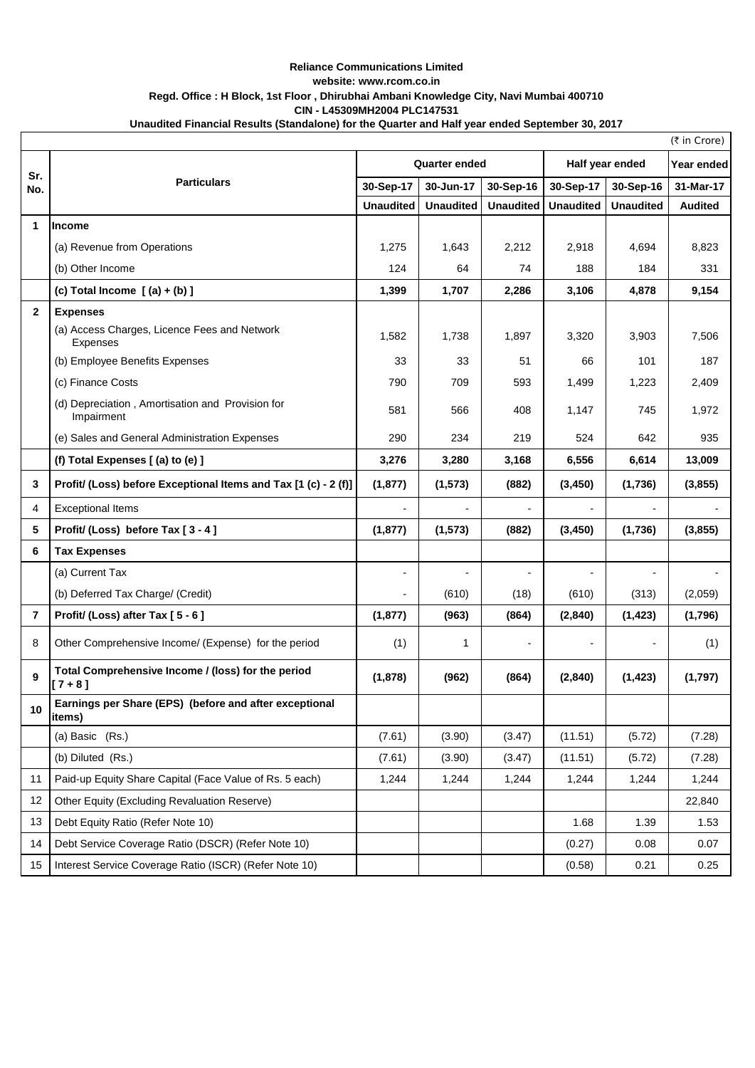**Reliance Communications Limited**

**website: www.rcom.co.in**

**Regd. Office : H Block, 1st Floor , Dhirubhai Ambani Knowledge City, Navi Mumbai 400710**

**CIN - L45309MH2004 PLC147531**

**Unaudited Financial Results (Standalone) for the Quarter and Half year ended September 30, 2017**

(₹ in Crore)

| Sr. No. | Particulars | Quarter ended | | | Half year ended | | Year ended |
|---|---|---|---|---|---|---|---|
| | | 30-Sep-17 | 30-Jun-17 | 30-Sep-16 | 30-Sep-17 | 30-Sep-16 | 31-Mar-17 |
| | | Unaudited | Unaudited | Unaudited | Unaudited | Unaudited | Audited |
| **1** | **Income** | | | | | | |
| | (a) Revenue from Operations | 1,275 | 1,643 | 2,212 | 2,918 | 4,694 | 8,823 |
| | (b) Other Income | 124 | 64 | 74 | 188 | 184 | 331 |
| | **(c) Total Income [ (a) + (b) ]** | **1,399** | **1,707** | **2,286** | **3,106** | **4,878** | **9,154** |
| **2** | **Expenses** | | | | | | |
| | (a) Access Charges, Licence Fees and Network Expenses | 1,582 | 1,738 | 1,897 | 3,320 | 3,903 | 7,506 |
| | (b) Employee Benefits Expenses | 33 | 33 | 51 | 66 | 101 | 187 |
| | (c) Finance Costs | 790 | 709 | 593 | 1,499 | 1,223 | 2,409 |
| | (d) Depreciation , Amortisation and Provision for Impairment | 581 | 566 | 408 | 1,147 | 745 | 1,972 |
| | (e) Sales and General Administration Expenses | 290 | 234 | 219 | 524 | 642 | 935 |
| | **(f) Total Expenses [ (a) to (e) ]** | **3,276** | **3,280** | **3,168** | **6,556** | **6,614** | **13,009** |
| **3** | **Profit/ (Loss) before Exceptional Items and Tax [1 (c) - 2 (f)]** | **(1,877)** | **(1,573)** | **(882)** | **(3,450)** | **(1,736)** | **(3,855)** |
| 4 | Exceptional Items | - | - | - | - | - | - |
| **5** | **Profit/ (Loss) before Tax [ 3 - 4 ]** | **(1,877)** | **(1,573)** | **(882)** | **(3,450)** | **(1,736)** | **(3,855)** |
| **6** | **Tax Expenses** | | | | | | |
| | (a) Current Tax | - | - | - | - | - | - |
| | (b) Deferred Tax Charge/ (Credit) | - | (610) | (18) | (610) | (313) | (2,059) |
| **7** | **Profit/ (Loss) after Tax [ 5 - 6 ]** | **(1,877)** | **(963)** | **(864)** | **(2,840)** | **(1,423)** | **(1,796)** |
| 8 | Other Comprehensive Income/ (Expense) for the period | (1) | 1 | - | - | - | (1) |
| **9** | **Total Comprehensive Income / (loss) for the period [ 7 + 8 ]** | **(1,878)** | **(962)** | **(864)** | **(2,840)** | **(1,423)** | **(1,797)** |
| **10** | **Earnings per Share (EPS) (before and after exceptional items)** | | | | | | |
| | (a) Basic (Rs.) | (7.61) | (3.90) | (3.47) | (11.51) | (5.72) | (7.28) |
| | (b) Diluted (Rs.) | (7.61) | (3.90) | (3.47) | (11.51) | (5.72) | (7.28) |
| 11 | Paid-up Equity Share Capital (Face Value of Rs. 5 each) | 1,244 | 1,244 | 1,244 | 1,244 | 1,244 | 1,244 |
| 12 | Other Equity (Excluding Revaluation Reserve) | | | | | | 22,840 |
| 13 | Debt Equity Ratio (Refer Note 10) | | | | 1.68 | 1.39 | 1.53 |
| 14 | Debt Service Coverage Ratio (DSCR) (Refer Note 10) | | | | (0.27) | 0.08 | 0.07 |
| 15 | Interest Service Coverage Ratio (ISCR) (Refer Note 10) | | | | (0.58) | 0.21 | 0.25 |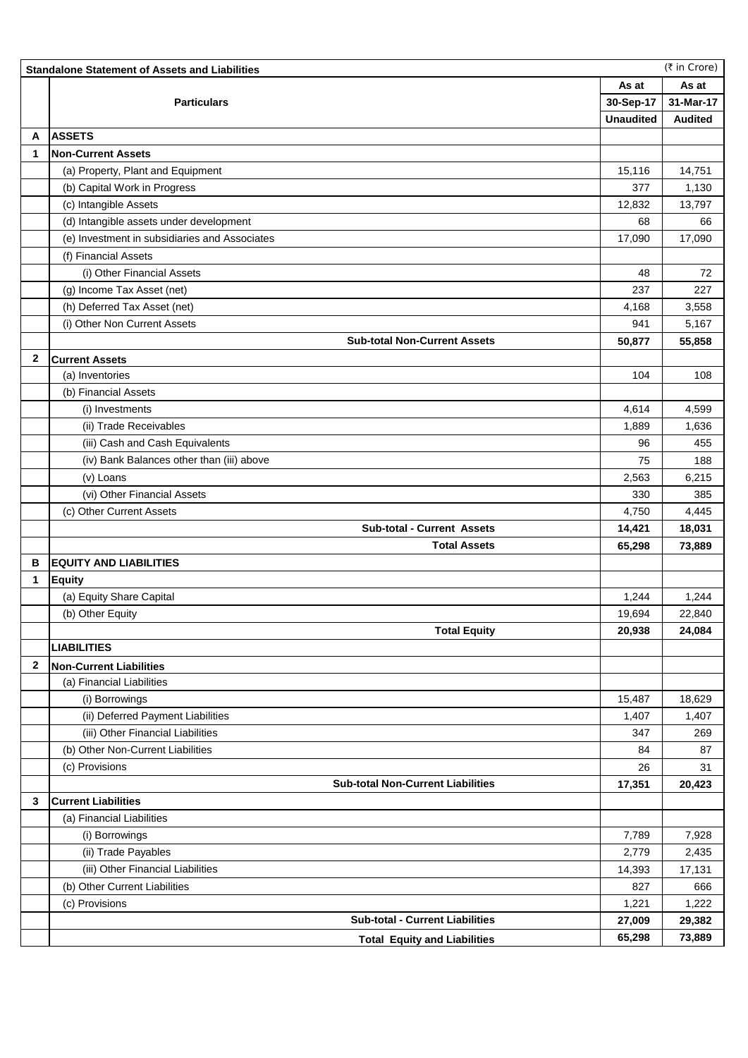| | **Standandalone Statement of Assets and Liabilities** | | (₹ in Crore) |
|---|---|---|---|
| | **Particulars** | **As at 30-Sep-17 Unaudited** | **As at 31-Mar-17 Audited** |
| **A** | **ASSETS** | | |
| **1** | **Non-Current Assets** | | |
| | (a) Property, Plant and Equipment | 15,116 | 14,751 |
| | (b) Capital Work in Progress | 377 | 1,130 |
| | (c) Intangible Assets | 12,832 | 13,797 |
| | (d) Intangible assets under development | 68 | 66 |
| | (e) Investment in subsidiaries and Associates | 17,090 | 17,090 |
| | (f) Financial Assets | | |
| | (i) Other Financial Assets | 48 | 72 |
| | (g) Income Tax Asset (net) | 237 | 227 |
| | (h) Deferred Tax Asset (net) | 4,168 | 3,558 |
| | (i) Other Non Current Assets | 941 | 5,167 |
| | **Sub-total Non-Current Assets** | **50,877** | **55,858** |
| **2** | **Current Assets** | | |
| | (a) Inventories | 104 | 108 |
| | (b) Financial Assets | | |
| | (i) Investments | 4,614 | 4,599 |
| | (ii) Trade Receivables | 1,889 | 1,636 |
| | (iii) Cash and Cash Equivalents | 96 | 455 |
| | (iv) Bank Balances other than (iii) above | 75 | 188 |
| | (v) Loans | 2,563 | 6,215 |
| | (vi) Other Financial Assets | 330 | 385 |
| | (c) Other Current Assets | 4,750 | 4,445 |
| | **Sub-total - Current Assets** | **14,421** | **18,031** |
| | **Total Assets** | **65,298** | **73,889** |
| **B** | **EQUITY AND LIABILITIES** | | |
| **1** | **Equity** | | |
| | (a) Equity Share Capital | 1,244 | 1,244 |
| | (b) Other Equity | 19,694 | 22,840 |
| | **Total Equity** | **20,938** | **24,084** |
| | **LIABILITIES** | | |
| **2** | **Non-Current Liabilities** | | |
| | (a) Financial Liabilities | | |
| | (i) Borrowings | 15,487 | 18,629 |
| | (ii) Deferred Payment Liabilities | 1,407 | 1,407 |
| | (iii) Other Financial Liabilities | 347 | 269 |
| | (b) Other Non-Current Liabilities | 84 | 87 |
| | (c) Provisions | 26 | 31 |
| | **Sub-total Non-Current Liabilities** | **17,351** | **20,423** |
| **3** | **Current Liabilities** | | |
| | (a) Financial Liabilities | | |
| | (i) Borrowings | 7,789 | 7,928 |
| | (ii) Trade Payables | 2,779 | 2,435 |
| | (iii) Other Financial Liabilities | 14,393 | 17,131 |
| | (b) Other Current Liabilities | 827 | 666 |
| | (c) Provisions | 1,221 | 1,222 |
| | **Sub-total - Current Liabilities** | **27,009** | **29,382** |
| | **Total Equity and Liabilities** | **65,298** | **73,889** |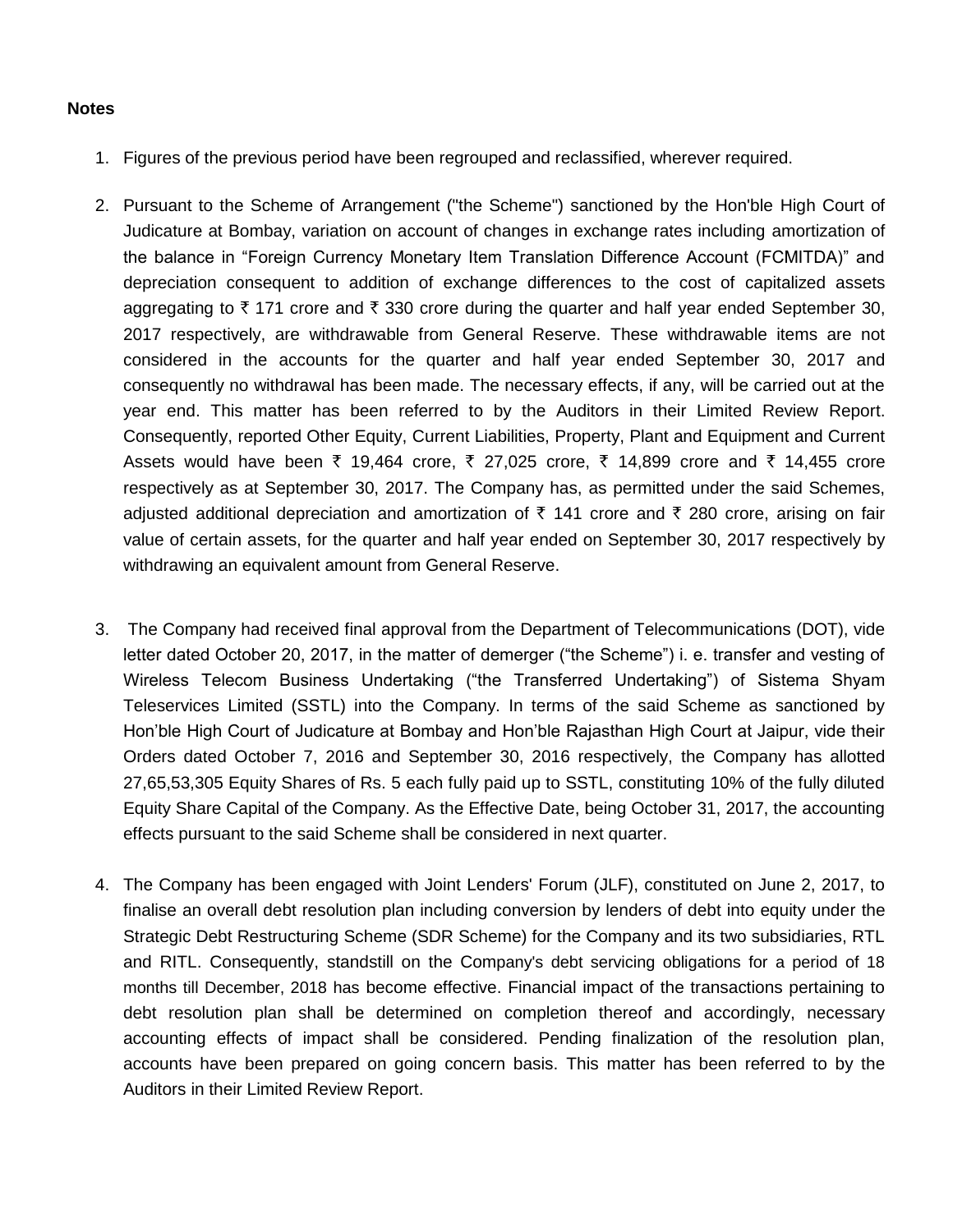**Notes**

1. Figures of the previous period have been regrouped and reclassified, wherever required.

2. Pursuant to the Scheme of Arrangement ("the Scheme") sanctioned by the Hon'ble High Court of Judicature at Bombay, variation on account of changes in exchange rates including amortization of the balance in "Foreign Currency Monetary Item Translation Difference Account (FCMITDA)" and depreciation consequent to addition of exchange differences to the cost of capitalized assets aggregating to ₹ 171 crore and ₹ 330 crore during the quarter and half year ended September 30, 2017 respectively, are withdrawable from General Reserve. These withdrawable items are not considered in the accounts for the quarter and half year ended September 30, 2017 and consequently no withdrawal has been made. The necessary effects, if any, will be carried out at the year end. This matter has been referred to by the Auditors in their Limited Review Report. Consequently, reported Other Equity, Current Liabilities, Property, Plant and Equipment and Current Assets would have been ₹ 19,464 crore, ₹ 27,025 crore, ₹ 14,899 crore and ₹ 14,455 crore respectively as at September 30, 2017. The Company has, as permitted under the said Schemes, adjusted additional depreciation and amortization of ₹ 141 crore and ₹ 280 crore, arising on fair value of certain assets, for the quarter and half year ended on September 30, 2017 respectively by withdrawing an equivalent amount from General Reserve.

3. The Company had received final approval from the Department of Telecommunications (DOT), vide letter dated October 20, 2017, in the matter of demerger ("the Scheme") i. e. transfer and vesting of Wireless Telecom Business Undertaking ("the Transferred Undertaking") of Sistema Shyam Teleservices Limited (SSTL) into the Company. In terms of the said Scheme as sanctioned by Hon'ble High Court of Judicature at Bombay and Hon'ble Rajasthan High Court at Jaipur, vide their Orders dated October 7, 2016 and September 30, 2016 respectively, the Company has allotted 27,65,53,305 Equity Shares of Rs. 5 each fully paid up to SSTL, constituting 10% of the fully diluted Equity Share Capital of the Company. As the Effective Date, being October 31, 2017, the accounting effects pursuant to the said Scheme shall be considered in next quarter.

4. The Company has been engaged with Joint Lenders' Forum (JLF), constituted on June 2, 2017, to finalise an overall debt resolution plan including conversion by lenders of debt into equity under the Strategic Debt Restructuring Scheme (SDR Scheme) for the Company and its two subsidiaries, RTL and RITL. Consequently, standstill on the Company's debt servicing obligations for a period of 18 months till December, 2018 has become effective. Financial impact of the transactions pertaining to debt resolution plan shall be determined on completion thereof and accordingly, necessary accounting effects of impact shall be considered. Pending finalization of the resolution plan, accounts have been prepared on going concern basis. This matter has been referred to by the Auditors in their Limited Review Report.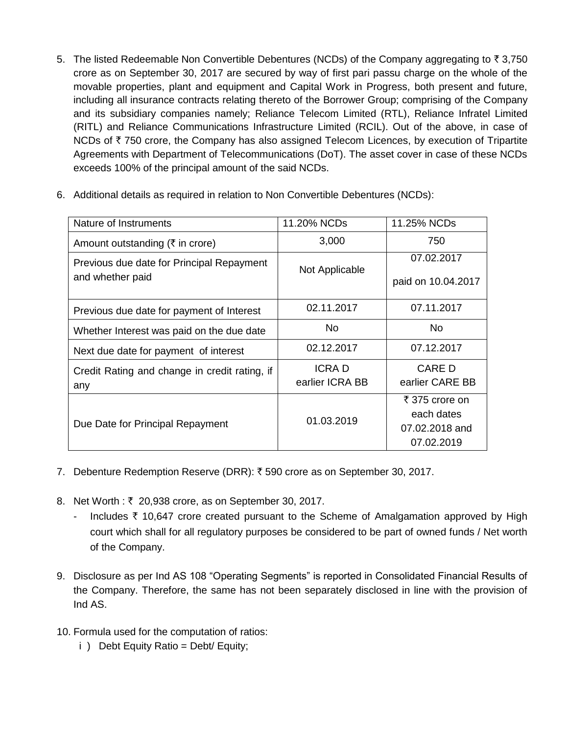5. The listed Redeemable Non Convertible Debentures (NCDs) of the Company aggregating to ₹ 3,750 crore as on September 30, 2017 are secured by way of first pari passu charge on the whole of the movable properties, plant and equipment and Capital Work in Progress, both present and future, including all insurance contracts relating thereto of the Borrower Group; comprising of the Company and its subsidiary companies namely; Reliance Telecom Limited (RTL), Reliance Infratel Limited (RITL) and Reliance Communications Infrastructure Limited (RCIL). Out of the above, in case of NCDs of ₹ 750 crore, the Company has also assigned Telecom Licences, by execution of Tripartite Agreements with Department of Telecommunications (DoT). The asset cover in case of these NCDs exceeds 100% of the principal amount of the said NCDs.

6. Additional details as required in relation to Non Convertible Debentures (NCDs):

| Nature of Instruments | 11.20% NCDs | 11.25% NCDs |
|---|---|---|
| Amount outstanding (₹ in crore) | 3,000 | 750 |
| Previous due date for Principal Repayment and whether paid | Not Applicable | 07.02.2017 paid on 10.04.2017 |
| Previous due date for payment of Interest | 02.11.2017 | 07.11.2017 |
| Whether Interest was paid on the due date | No | No |
| Next due date for payment of interest | 02.12.2017 | 07.12.2017 |
| Credit Rating and change in credit rating, if any | ICRA D earlier ICRA BB | CARE D earlier CARE BB |
| Due Date for Principal Repayment | 01.03.2019 | ₹ 375 crore on each dates 07.02.2018 and 07.02.2019 |

7. Debenture Redemption Reserve (DRR): ₹ 590 crore as on September 30, 2017.

8. Net Worth : ₹ 20,938 crore, as on September 30, 2017.
   - Includes ₹ 10,647 crore created pursuant to the Scheme of Amalgamation approved by High court which shall for all regulatory purposes be considered to be part of owned funds / Net worth of the Company.

9. Disclosure as per Ind AS 108 "Operating Segments" is reported in Consolidated Financial Results of the Company. Therefore, the same has not been separately disclosed in line with the provision of Ind AS.

10. Formula used for the computation of ratios:
    i ) Debt Equity Ratio = Debt/ Equity;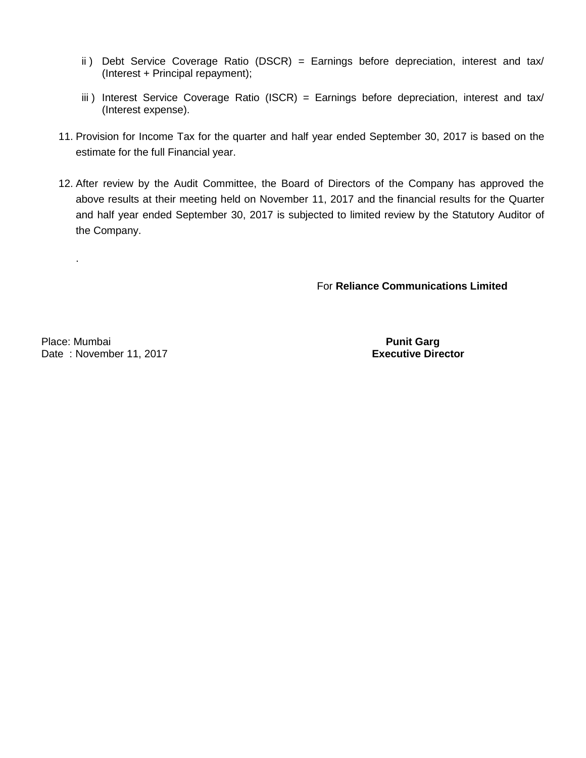ii ) Debt Service Coverage Ratio (DSCR) = Earnings before depreciation, interest and tax/ (Interest + Principal repayment);

iii ) Interest Service Coverage Ratio (ISCR) = Earnings before depreciation, interest and tax/ (Interest expense).

11. Provision for Income Tax for the quarter and half year ended September 30, 2017 is based on the estimate for the full Financial year.

12. After review by the Audit Committee, the Board of Directors of the Company has approved the above results at their meeting held on November 11, 2017 and the financial results for the Quarter and half year ended September 30, 2017 is subjected to limited review by the Statutory Auditor of the Company.

.

For **Reliance Communications Limited**

Place: Mumbai
Date : November 11, 2017

**Punit Garg**
**Executive Director**